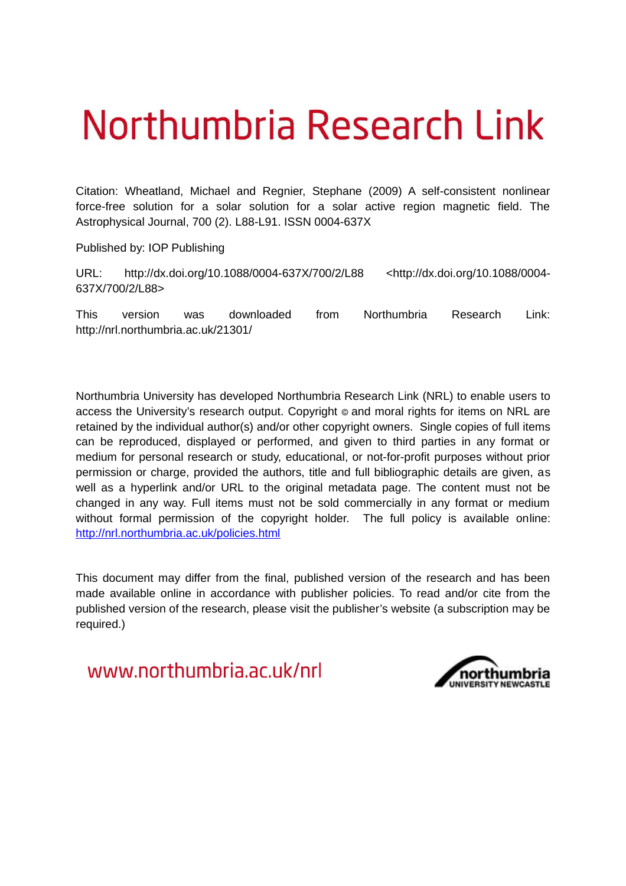# Northumbria Research Link

Citation: Wheatland, Michael and Regnier, Stephane (2009) A self-consistent nonlinear force-free solution for a solar solution for a solar active region magnetic field. The Astrophysical Journal, 700 (2). L88-L91. ISSN 0004-637X

Published by: IOP Publishing

URL: http://dx.doi.org/10.1088/0004-637X/700/2/L88 <http://dx.doi.org/10.1088/0004-637X/700/2/L88>

This version was downloaded from Northumbria Research Link: http://nrl.northumbria.ac.uk/21301/

Northumbria University has developed Northumbria Research Link (NRL) to enable users to access the University's research output. Copyright © and moral rights for items on NRL are retained by the individual author(s) and/or other copyright owners. Single copies of full items can be reproduced, displayed or performed, and given to third parties in any format or medium for personal research or study, educational, or not-for-profit purposes without prior permission or charge, provided the authors, title and full bibliographic details are given, as well as a hyperlink and/or URL to the original metadata page. The content must not be changed in any way. Full items must not be sold commercially in any format or medium without formal permission of the copyright holder. The full policy is available online: http://nrl.northumbria.ac.uk/policies.html

This document may differ from the final, published version of the research and has been made available online in accordance with publisher policies. To read and/or cite from the published version of the research, please visit the publisher's website (a subscription may be required.)

www.northumbria.ac.uk/nrl

northumbria
UNIVERSITY NEWCASTLE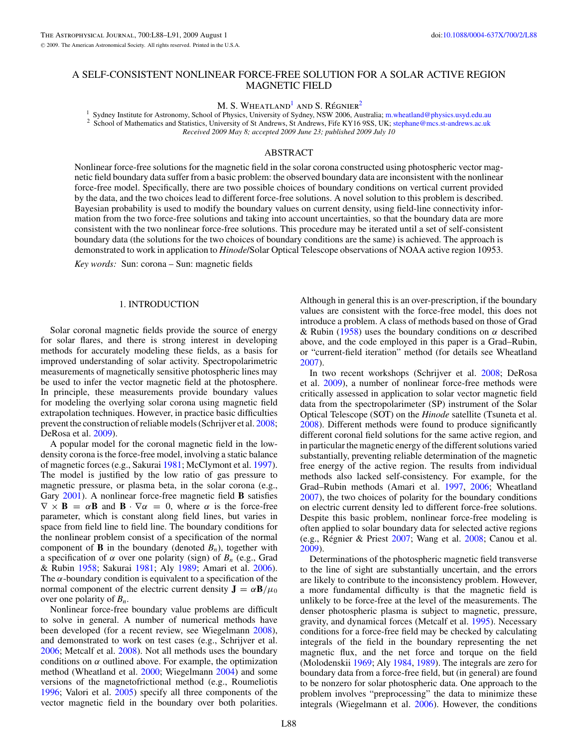# A SELF-CONSISTENT NONLINEAR FORCE-FREE SOLUTION FOR A SOLAR ACTIVE REGION MAGNETIC FIELD

M. S. Wheatland[1] and S. Régnier[2]

[1] Sydney Institute for Astronomy, School of Physics, University of Sydney, NSW 2006, Australia; m.wheatland@physics.usyd.edu.au

[2] School of Mathematics and Statistics, University of St Andrews, St Andrews, Fife KY16 9SS, UK; stephane@mcs.st-andrews.ac.uk

*Received 2009 May 8; accepted 2009 June 23; published 2009 July 10*

## ABSTRACT

Nonlinear force-free solutions for the magnetic field in the solar corona constructed using photospheric vector magnetic field boundary data suffer from a basic problem: the observed boundary data are inconsistent with the nonlinear force-free model. Specifically, there are two possible choices of boundary conditions on vertical current provided by the data, and the two choices lead to different force-free solutions. A novel solution to this problem is described. Bayesian probability is used to modify the boundary values on current density, using field-line connectivity information from the two force-free solutions and taking into account uncertainties, so that the boundary data are more consistent with the two nonlinear force-free solutions. This procedure may be iterated until a set of self-consistent boundary data (the solutions for the two choices of boundary conditions are the same) is achieved. The approach is demonstrated to work in application to *Hinode*/Solar Optical Telescope observations of NOAA active region 10953.

*Key words:* Sun: corona – Sun: magnetic fields

## 1. INTRODUCTION

Solar coronal magnetic fields provide the source of energy for solar flares, and there is strong interest in developing methods for accurately modeling these fields, as a basis for improved understanding of solar activity. Spectropolarimetric measurements of magnetically sensitive photospheric lines may be used to infer the vector magnetic field at the photosphere. In principle, these measurements provide boundary values for modeling the overlying solar corona using magnetic field extrapolation techniques. However, in practice basic difficulties prevent the construction of reliable models (Schrijver et al. 2008; DeRosa et al. 2009).

A popular model for the coronal magnetic field in the low-density corona is the force-free model, involving a static balance of magnetic forces (e.g., Sakurai 1981; McClymont et al. 1997). The model is justified by the low ratio of gas pressure to magnetic pressure, or plasma beta, in the solar corona (e.g., Gary 2001). A nonlinear force-free magnetic field $\mathbf{B}$ satisfies $\nabla \times \mathbf{B} = \alpha \mathbf{B}$ and $\mathbf{B} \cdot \nabla \alpha = 0$, where $\alpha$ is the force-free parameter, which is constant along field lines, but varies in space from field line to field line. The boundary conditions for the nonlinear problem consist of a specification of the normal component of $\mathbf{B}$ in the boundary (denoted $B_n$), together with a specification of $\alpha$ over one polarity (sign) of $B_n$ (e.g., Grad & Rubin 1958; Sakurai 1981; Aly 1989; Amari et al. 2006). The $\alpha$-boundary condition is equivalent to a specification of the normal component of the electric current density $\mathbf{J} = \alpha \mathbf{B}/\mu_0$ over one polarity of $B_n$.

Nonlinear force-free boundary value problems are difficult to solve in general. A number of numerical methods have been developed (for a recent review, see Wiegelmann 2008), and demonstrated to work on test cases (e.g., Schrijver et al. 2006; Metcalf et al. 2008). Not all methods uses the boundary conditions on $\alpha$ outlined above. For example, the optimization method (Wheatland et al. 2000; Wiegelmann 2004) and some versions of the magnetofrictional method (e.g., Roumeliotis 1996; Valori et al. 2005) specify all three components of the vector magnetic field in the boundary over both polarities. Although in general this is an over-prescription, if the boundary values are consistent with the force-free model, this does not introduce a problem. A class of methods based on those of Grad & Rubin (1958) uses the boundary conditions on $\alpha$ described above, and the code employed in this paper is a Grad–Rubin, or "current-field iteration" method (for details see Wheatland 2007).

In two recent workshops (Schrijver et al. 2008; DeRosa et al. 2009), a number of nonlinear force-free methods were critically assessed in application to solar vector magnetic field data from the spectropolarimeter (SP) instrument of the Solar Optical Telescope (SOT) on the *Hinode* satellite (Tsuneta et al. 2008). Different methods were found to produce significantly different coronal field solutions for the same active region, and in particular the magnetic energy of the different solutions varied substantially, preventing reliable determination of the magnetic free energy of the active region. The results from individual methods also lacked self-consistency. For example, for the Grad–Rubin methods (Amari et al. 1997, 2006; Wheatland 2007), the two choices of polarity for the boundary conditions on electric current density led to different force-free solutions. Despite this basic problem, nonlinear force-free modeling is often applied to solar boundary data for selected active regions (e.g., Régnier & Priest 2007; Wang et al. 2008; Canou et al. 2009).

Determinations of the photospheric magnetic field transverse to the line of sight are substantially uncertain, and the errors are likely to contribute to the inconsistency problem. However, a more fundamental difficulty is that the magnetic field is unlikely to be force-free at the level of the measurements. The denser photospheric plasma is subject to magnetic, pressure, gravity, and dynamical forces (Metcalf et al. 1995). Necessary conditions for a force-free field may be checked by calculating integrals of the field in the boundary representing the net magnetic flux, and the net force and torque on the field (Molodenskii 1969; Aly 1984, 1989). The integrals are zero for boundary data from a force-free field, but (in general) are found to be nonzero for solar photospheric data. One approach to the problem involves "preprocessing" the data to minimize these integrals (Wiegelmann et al. 2006). However, the conditions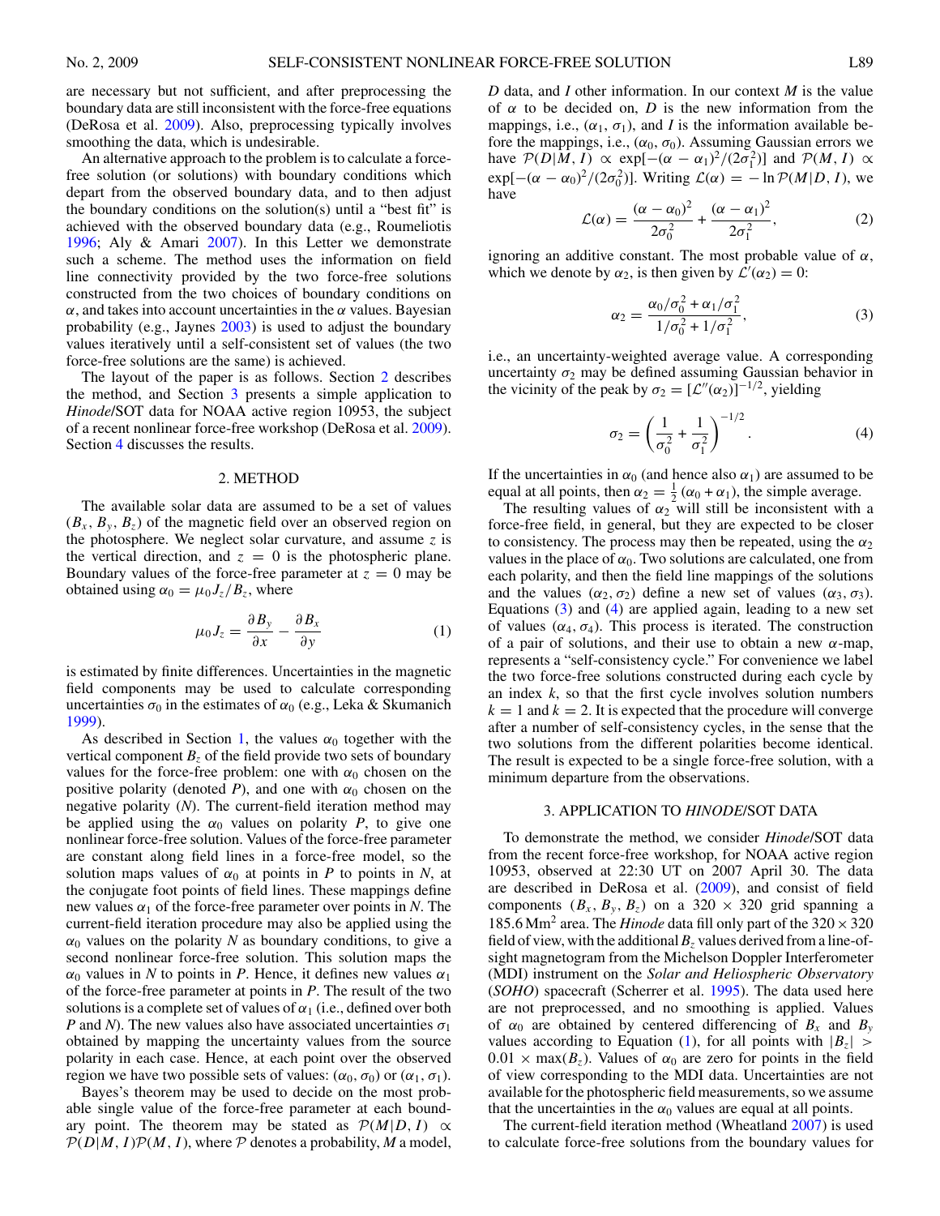are necessary but not sufficient, and after preprocessing the boundary data are still inconsistent with the force-free equations (DeRosa et al. 2009). Also, preprocessing typically involves smoothing the data, which is undesirable.

An alternative approach to the problem is to calculate a force-free solution (or solutions) with boundary conditions which depart from the observed boundary data, and to then adjust the boundary conditions on the solution(s) until a "best fit" is achieved with the observed boundary data (e.g., Roumeliotis 1996; Aly & Amari 2007). In this Letter we demonstrate such a scheme. The method uses the information on field line connectivity provided by the two force-free solutions constructed from the two choices of boundary conditions on $\alpha$, and takes into account uncertainties in the $\alpha$ values. Bayesian probability (e.g., Jaynes 2003) is used to adjust the boundary values iteratively until a self-consistent set of values (the two force-free solutions are the same) is achieved.

The layout of the paper is as follows. Section 2 describes the method, and Section 3 presents a simple application to *Hinode*/SOT data for NOAA active region 10953, the subject of a recent nonlinear force-free workshop (DeRosa et al. 2009). Section 4 discusses the results.

## 2. METHOD

The available solar data are assumed to be a set of values $(B_x, B_y, B_z)$ of the magnetic field over an observed region on the photosphere. We neglect solar curvature, and assume $z$ is the vertical direction, and $z = 0$ is the photospheric plane. Boundary values of the force-free parameter at $z = 0$ may be obtained using $\alpha_0 = \mu_0 J_z / B_z$, where

$$\mu_0 J_z = \frac{\partial B_y}{\partial x} - \frac{\partial B_x}{\partial y} \tag{1}$$

is estimated by finite differences. Uncertainties in the magnetic field components may be used to calculate corresponding uncertainties $\sigma_0$ in the estimates of $\alpha_0$ (e.g., Leka & Skumanich 1999).

As described in Section 1, the values $\alpha_0$ together with the vertical component $B_z$ of the field provide two sets of boundary values for the force-free problem: one with $\alpha_0$ chosen on the positive polarity (denoted *P*), and one with $\alpha_0$ chosen on the negative polarity (*N*). The current-field iteration method may be applied using the $\alpha_0$ values on polarity *P*, to give one nonlinear force-free solution. Values of the force-free parameter are constant along field lines in a force-free model, so the solution maps values of $\alpha_0$ at points in *P* to points in *N*, at the conjugate foot points of field lines. These mappings define new values $\alpha_1$ of the force-free parameter over points in *N*. The current-field iteration procedure may also be applied using the $\alpha_0$ values on the polarity *N* as boundary conditions, to give a second nonlinear force-free solution. This solution maps the $\alpha_0$ values in *N* to points in *P*. Hence, it defines new values $\alpha_1$ of the force-free parameter at points in *P*. The result of the two solutions is a complete set of values of $\alpha_1$ (i.e., defined over both *P* and *N*). The new values also have associated uncertainties $\sigma_1$ obtained by mapping the uncertainty values from the source polarity in each case. Hence, at each point over the observed region we have two possible sets of values: $(\alpha_0, \sigma_0)$ or $(\alpha_1, \sigma_1)$.

Bayes's theorem may be used to decide on the most probable single value of the force-free parameter at each boundary point. The theorem may be stated as $\mathcal{P}(M|D, I) \propto \mathcal{P}(D|M, I)\mathcal{P}(M, I)$, where $\mathcal{P}$ denotes a probability, *M* a model, *D* data, and *I* other information. In our context *M* is the value of $\alpha$ to be decided on, *D* is the new information from the mappings, i.e., $(\alpha_1, \sigma_1)$, and *I* is the information available before the mappings, i.e., $(\alpha_0, \sigma_0)$. Assuming Gaussian errors we have $\mathcal{P}(D|M, I) \propto \exp[-(\alpha - \alpha_1)^2/(2\sigma_1^2)]$ and $\mathcal{P}(M, I) \propto \exp[-(\alpha - \alpha_0)^2/(2\sigma_0^2)]$. Writing $\mathcal{L}(\alpha) = -\ln \mathcal{P}(M|D, I)$, we have

$$\mathcal{L}(\alpha) = \frac{(\alpha - \alpha_0)^2}{2\sigma_0^2} + \frac{(\alpha - \alpha_1)^2}{2\sigma_1^2}, \tag{2}$$

ignoring an additive constant. The most probable value of $\alpha$, which we denote by $\alpha_2$, is then given by $\mathcal{L}'(\alpha_2) = 0$:

$$\alpha_2 = \frac{\alpha_0/\sigma_0^2 + \alpha_1/\sigma_1^2}{1/\sigma_0^2 + 1/\sigma_1^2}, \tag{3}$$

i.e., an uncertainty-weighted average value. A corresponding uncertainty $\sigma_2$ may be defined assuming Gaussian behavior in the vicinity of the peak by $\sigma_2 = [\mathcal{L}''(\alpha_2)]^{-1/2}$, yielding

$$\sigma_2 = \left( \frac{1}{\sigma_0^2} + \frac{1}{\sigma_1^2} \right)^{-1/2}. \tag{4}$$

If the uncertainties in $\alpha_0$ (and hence also $\alpha_1$) are assumed to be equal at all points, then $\alpha_2 = \frac{1}{2}(\alpha_0 + \alpha_1)$, the simple average.

The resulting values of $\alpha_2$ will still be inconsistent with a force-free field, in general, but they are expected to be closer to consistency. The process may then be repeated, using the $\alpha_2$ values in the place of $\alpha_0$. Two solutions are calculated, one from each polarity, and then the field line mappings of the solutions and the values $(\alpha_2, \sigma_2)$ define a new set of values $(\alpha_3, \sigma_3)$. Equations (3) and (4) are applied again, leading to a new set of values $(\alpha_4, \sigma_4)$. This process is iterated. The construction of a pair of solutions, and their use to obtain a new $\alpha$-map, represents a "self-consistency cycle." For convenience we label the two force-free solutions constructed during each cycle by an index $k$, so that the first cycle involves solution numbers $k = 1$ and $k = 2$. It is expected that the procedure will converge after a number of self-consistency cycles, in the sense that the two solutions from the different polarities become identical. The result is expected to be a single force-free solution, with a minimum departure from the observations.

## 3. APPLICATION TO *HINODE*/SOT DATA

To demonstrate the method, we consider *Hinode*/SOT data from the recent force-free workshop, for NOAA active region 10953, observed at 22:30 UT on 2007 April 30. The data are described in DeRosa et al. (2009), and consist of field components $(B_x, B_y, B_z)$ on a $320 \times 320$ grid spanning a 185.6 $\mathrm{Mm}^2$ area. The *Hinode* data fill only part of the $320 \times 320$ field of view, with the additional $B_z$ values derived from a line-of-sight magnetogram from the Michelson Doppler Interferometer (MDI) instrument on the *Solar and Heliospheric Observatory* (*SOHO*) spacecraft (Scherrer et al. 1995). The data used here are not preprocessed, and no smoothing is applied. Values of $\alpha_0$ are obtained by centered differencing of $B_x$ and $B_y$ values according to Equation (1), for all points with $|B_z| > 0.01 \times \max(B_z)$. Values of $\alpha_0$ are zero for points in the field of view corresponding to the MDI data. Uncertainties are not available for the photospheric field measurements, so we assume that the uncertainties in the $\alpha_0$ values are equal at all points.

The current-field iteration method (Wheatland 2007) is used to calculate force-free solutions from the boundary values for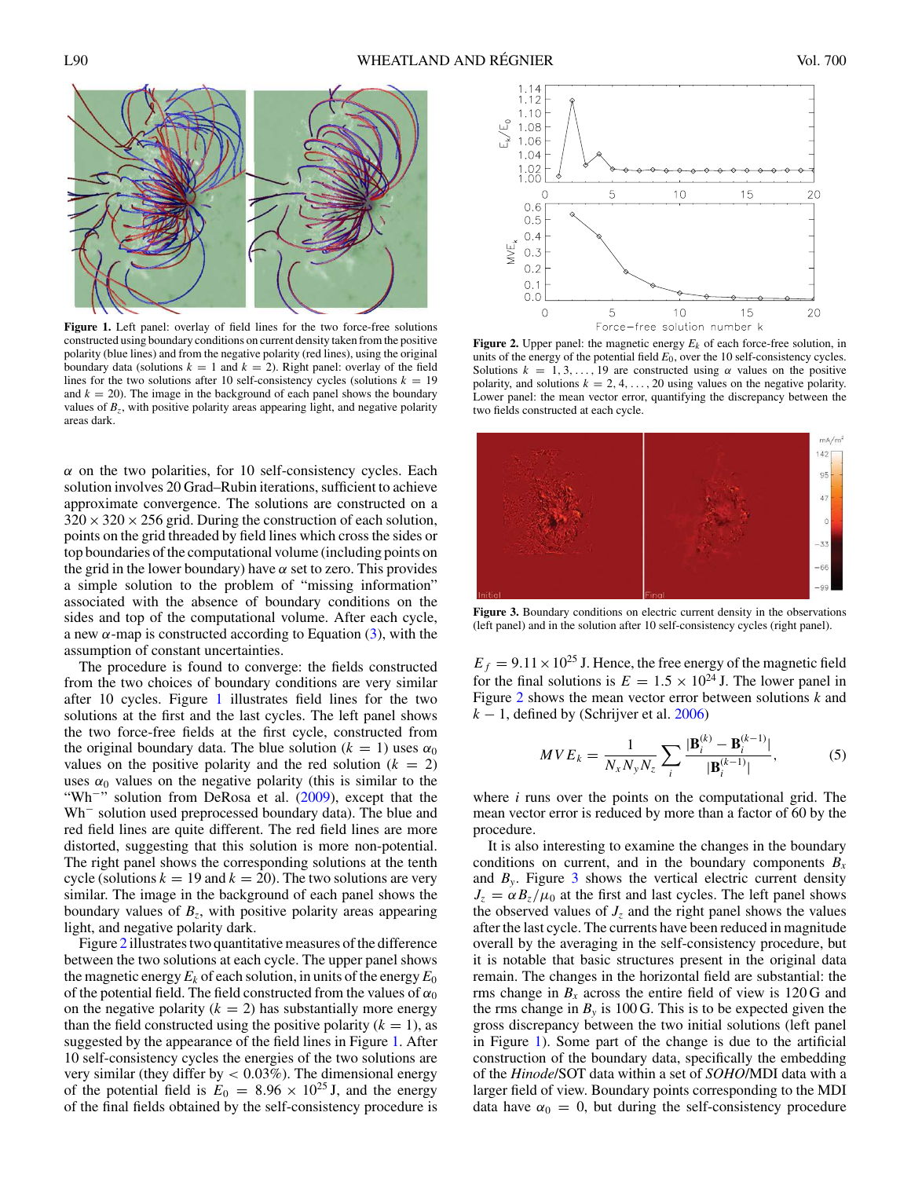**Figure 1.** Left panel: overlay of field lines for the two force-free solutions constructed using boundary conditions on current density taken from the positive polarity (blue lines) and from the negative polarity (red lines), using the original boundary data (solutions $k = 1$ and $k = 2$). Right panel: overlay of the field lines for the two solutions after 10 self-consistency cycles (solutions $k = 19$ and $k = 20$). The image in the background of each panel shows the boundary values of $B_z$, with positive polarity areas appearing light, and negative polarity areas dark.

$\alpha$ on the two polarities, for 10 self-consistency cycles. Each solution involves 20 Grad–Rubin iterations, sufficient to achieve approximate convergence. The solutions are constructed on a $320 \times 320 \times 256$ grid. During the construction of each solution, points on the grid threaded by field lines which cross the sides or top boundaries of the computational volume (including points on the grid in the lower boundary) have $\alpha$ set to zero. This provides a simple solution to the problem of "missing information" associated with the absence of boundary conditions on the sides and top of the computational volume. After each cycle, a new $\alpha$-map is constructed according to Equation (3), with the assumption of constant uncertainties.

The procedure is found to converge: the fields constructed from the two choices of boundary conditions are very similar after 10 cycles. Figure 1 illustrates field lines for the two solutions at the first and the last cycles. The left panel shows the two force-free fields at the first cycle, constructed from the original boundary data. The blue solution ($k = 1$) uses $\alpha_0$ values on the positive polarity and the red solution ($k = 2$) uses $\alpha_0$ values on the negative polarity (this is similar to the "Wh$^{-}$" solution from DeRosa et al. (2009), except that the Wh$^{-}$ solution used preprocessed boundary data). The blue and red field lines are quite different. The red field lines are more distorted, suggesting that this solution is more non-potential. The right panel shows the corresponding solutions at the tenth cycle (solutions $k = 19$ and $k = 20$). The two solutions are very similar. The image in the background of each panel shows the boundary values of $B_z$, with positive polarity areas appearing light, and negative polarity dark.

Figure 2 illustrates two quantitative measures of the difference between the two solutions at each cycle. The upper panel shows the magnetic energy $E_k$ of each solution, in units of the energy $E_0$ of the potential field. The field constructed from the values of $\alpha_0$ on the negative polarity ($k = 2$) has substantially more energy than the field constructed using the positive polarity ($k = 1$), as suggested by the appearance of the field lines in Figure 1. After 10 self-consistency cycles the energies of the two solutions are very similar (they differ by $< 0.03\%$). The dimensional energy of the potential field is $E_0 = 8.96 \times 10^{25}$ J, and the energy of the final fields obtained by the self-consistency procedure is $E_f = 9.11 \times 10^{25}$ J. Hence, the free energy of the magnetic field for the final solutions is $E = 1.5 \times 10^{24}$ J. The lower panel in Figure 2 shows the mean vector error between solutions $k$ and $k - 1$, defined by (Schrijver et al. 2006)

$$MVE_k = \frac{1}{N_x N_y N_z} \sum_i \frac{|\mathbf{B}_i^{(k)} - \mathbf{B}_i^{(k-1)}|}{|\mathbf{B}_i^{(k-1)}|}, \qquad (5)$$

where $i$ runs over the points on the computational grid. The mean vector error is reduced by more than a factor of 60 by the procedure.

It is also interesting to examine the changes in the boundary conditions on current, and in the boundary components $B_x$ and $B_y$. Figure 3 shows the vertical electric current density $J_z = \alpha B_z / \mu_0$ at the first and last cycles. The left panel shows the observed values of $J_z$ and the right panel shows the values after the last cycle. The currents have been reduced in magnitude overall by the averaging in the self-consistency procedure, but it is notable that basic structures present in the original data remain. The changes in the horizontal field are substantial: the rms change in $B_x$ across the entire field of view is 120 G and the rms change in $B_y$ is 100 G. This is to be expected given the gross discrepancy between the two initial solutions (left panel in Figure 1). Some part of the change is due to the artificial construction of the boundary data, specifically the embedding of the *Hinode*/SOT data within a set of *SOHO*/MDI data with a larger field of view. Boundary points corresponding to the MDI data have $\alpha_0 = 0$, but during the self-consistency procedure

$E_k/E_0$
1.14
1.12
1.10
1.08
1.06
1.04
1.02
1.00
0 5 10 15 20
$MVE_k$
0.6
0.5
0.4
0.3
0.2
0.1
0.0
0 5 10 15 20
Force−free solution number k

**Figure 2.** Upper panel: the magnetic energy $E_k$ of each force-free solution, in units of the energy of the potential field $E_0$, over the 10 self-consistency cycles. Solutions $k = 1, 3, \ldots, 19$ are constructed using $\alpha$ values on the positive polarity, and solutions $k = 2, 4, \ldots, 20$ using values on the negative polarity. Lower panel: the mean vector error, quantifying the discrepancy between the two fields constructed at each cycle.

Initial
Final
mA/m$^2$
142
95
47
0
−33
−66
−99

**Figure 3.** Boundary conditions on electric current density in the observations (left panel) and in the solution after 10 self-consistency cycles (right panel).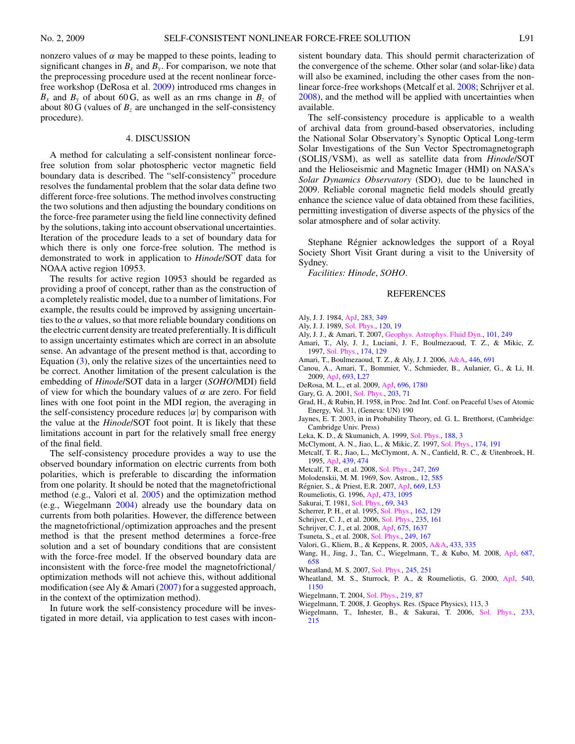nonzero values of $\alpha$ may be mapped to these points, leading to significant changes in $B_x$ and $B_y$. For comparison, we note that the preprocessing procedure used at the recent nonlinear force-free workshop (DeRosa et al. 2009) introduced rms changes in $B_x$ and $B_y$ of about 60 G, as well as an rms change in $B_z$ of about 80 G (values of $B_z$ are unchanged in the self-consistency procedure).

## 4. DISCUSSION

A method for calculating a self-consistent nonlinear force-free solution from solar photospheric vector magnetic field boundary data is described. The "self-consistency" procedure resolves the fundamental problem that the solar data define two different force-free solutions. The method involves constructing the two solutions and then adjusting the boundary conditions on the force-free parameter using the field line connectivity defined by the solutions, taking into account observational uncertainties. Iteration of the procedure leads to a set of boundary data for which there is only one force-free solution. The method is demonstrated to work in application to *Hinode*/SOT data for NOAA active region 10953.

The results for active region 10953 should be regarded as providing a proof of concept, rather than as the construction of a completely realistic model, due to a number of limitations. For example, the results could be improved by assigning uncertainties to the $\alpha$ values, so that more reliable boundary conditions on the electric current density are treated preferentially. It is difficult to assign uncertainty estimates which are correct in an absolute sense. An advantage of the present method is that, according to Equation (3), only the relative sizes of the uncertainties need to be correct. Another limitation of the present calculation is the embedding of *Hinode*/SOT data in a larger (*SOHO*/MDI) field of view for which the boundary values of $\alpha$ are zero. For field lines with one foot point in the MDI region, the averaging in the self-consistency procedure reduces $|\alpha|$ by comparison with the value at the *Hinode*/SOT foot point. It is likely that these limitations account in part for the relatively small free energy of the final field.

The self-consistency procedure provides a way to use the observed boundary information on electric currents from both polarities, which is preferable to discarding the information from one polarity. It should be noted that the magnetofrictional method (e.g., Valori et al. 2005) and the optimization method (e.g., Wiegelmann 2004) already use the boundary data on currents from both polarities. However, the difference between the magnetofrictional/optimization approaches and the present method is that the present method determines a force-free solution and a set of boundary conditions that are consistent with the force-free model. If the observed boundary data are inconsistent with the force-free model the magnetofrictional/optimization methods will not achieve this, without additional modification (see Aly & Amari (2007) for a suggested approach, in the context of the optimization method).

In future work the self-consistency procedure will be investigated in more detail, via application to test cases with inconsistent boundary data. This should permit characterization of the convergence of the scheme. Other solar (and solar-like) data will also be examined, including the other cases from the nonlinear force-free workshops (Metcalf et al. 2008; Schrijver et al. 2008), and the method will be applied with uncertainties when available.

The self-consistency procedure is applicable to a wealth of archival data from ground-based observatories, including the National Solar Observatory's Synoptic Optical Long-term Solar Investigations of the Sun Vector Spectromagnetograph (SOLIS/VSM), as well as satellite data from *Hinode*/SOT and the Helioseismic and Magnetic Imager (HMI) on NASA's *Solar Dynamics Observatory* (SDO), due to be launched in 2009. Reliable coronal magnetic field models should greatly enhance the science value of data obtained from these facilities, permitting investigation of diverse aspects of the physics of the solar atmosphere and of solar activity.

Stephane Régnier acknowledges the support of a Royal Society Short Visit Grant during a visit to the University of Sydney.

*Facilities: Hinode*, *SOHO*.

## REFERENCES

Aly, J. J. 1984, ApJ, 283, 349
Aly, J. J. 1989, Sol. Phys., 120, 19
Aly, J. J., & Amari, T. 2007, Geophys. Astrophys. Fluid Dyn., 101, 249
Amari, T., Aly, J. J., Luciani, J. F., Boulmezaoud, T. Z., & Mikic, Z. 1997, Sol. Phys., 174, 129
Amari, T., Boulmezaoud, T. Z., & Aly, J. J. 2006, A&A, 446, 691
Canou, A., Amari, T., Bommier, V., Schmieder, B., Aulanier, G., & Li, H. 2009, ApJ, 693, L27
DeRosa, M. L., et al. 2009, ApJ, 696, 1780
Gary, G. A. 2001, Sol. Phys., 203, 71
Grad, H., & Rubin, H. 1958, in Proc. 2nd Int. Conf. on Peaceful Uses of Atomic Energy, Vol. 31, (Geneva: UN) 190
Jaynes, E. T. 2003, in in Probability Theory, ed. G. L. Bretthorst, (Cambridge: Cambridge Univ. Press)
Leka, K. D., & Skumanich, A. 1999, Sol. Phys., 188, 3
McClymont, A. N., Jiao, L., & Mikic, Z. 1997, Sol. Phys., 174, 191
Metcalf, T. R., Jiao, L., McClymont, A. N., Canfield, R. C., & Uitenbroek, H. 1995, ApJ, 439, 474
Metcalf, T. R., et al. 2008, Sol. Phys., 247, 269
Molodenskii, M. M. 1969, Sov. Astron., 12, 585
Régnier, S., & Priest, E.R. 2007, ApJ, 669, L53
Roumeliotis, G. 1996, ApJ, 473, 1095
Sakurai, T. 1981, Sol. Phys., 69, 343
Scherrer, P. H., et al. 1995, Sol. Phys., 162, 129
Schrijver, C. J., et al. 2006, Sol. Phys., 235, 161
Schrijver, C. J., et al. 2008, ApJ, 675, 1637
Tsuneta, S., et al. 2008, Sol. Phys., 249, 167
Valori, G., Kliem, B., & Keppens, R. 2005, A&A, 433, 335
Wang, H., Jing, J., Tan, C., Wiegelmann, T., & Kubo, M. 2008, ApJ, 687, 658
Wheatland, M. S. 2007, Sol. Phys., 245, 251
Wheatland, M. S., Sturrock, P. A., & Roumeliotis, G. 2000, ApJ, 540, 1150
Wiegelmann, T. 2004, Sol. Phys., 219, 87
Wiegelmann, T. 2008, J. Geophys. Res. (Space Physics), 113, 3
Wiegelmann, T., Inhester, B., & Sakurai, T. 2006, Sol. Phys., 233, 215